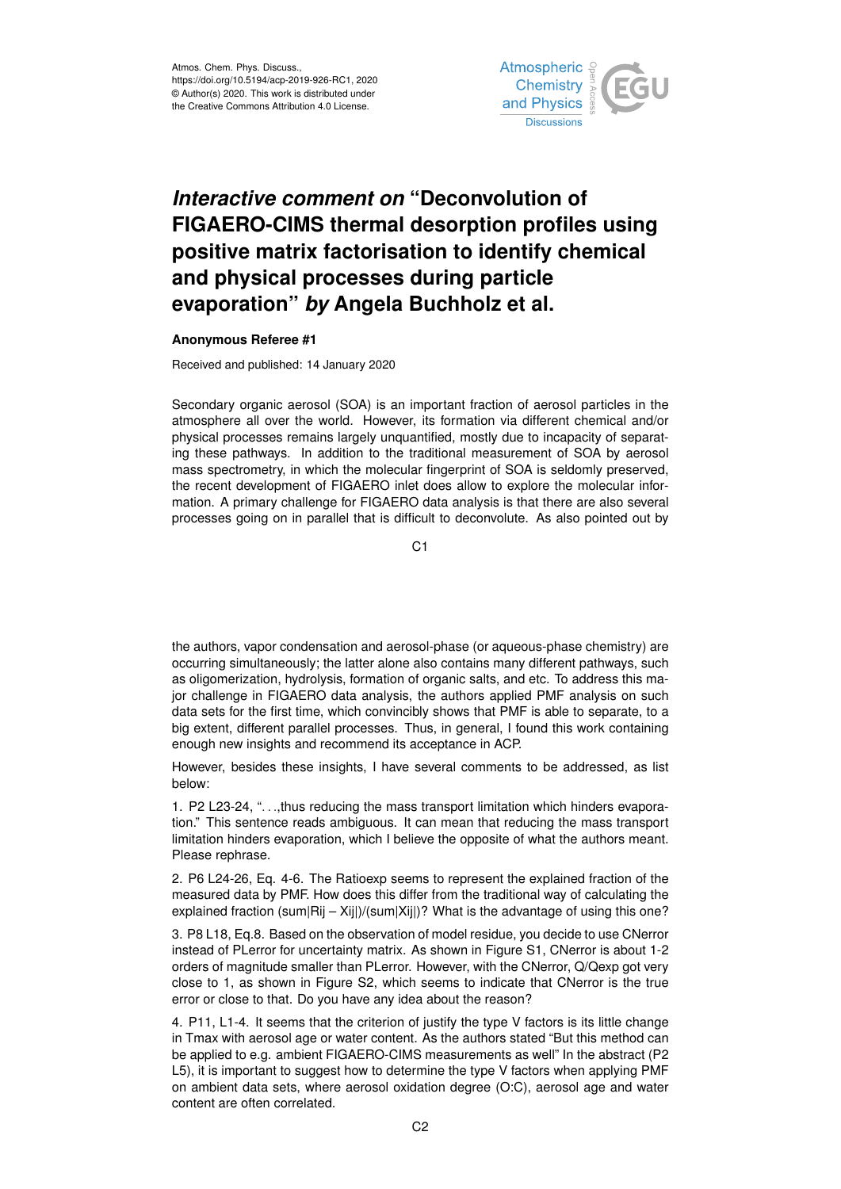Atmos. Chem. Phys. Discuss.,
https://doi.org/10.5194/acp-2019-926-RC1, 2020
© Author(s) 2020. This work is distributed under
the Creative Commons Attribution 4.0 License.

# *Interactive comment on* "Deconvolution of FIGAERO-CIMS thermal desorption profiles using positive matrix factorisation to identify chemical and physical processes during particle evaporation" *by* Angela Buchholz et al.

**Anonymous Referee #1**

Received and published: 14 January 2020

Secondary organic aerosol (SOA) is an important fraction of aerosol particles in the atmosphere all over the world. However, its formation via different chemical and/or physical processes remains largely unquantified, mostly due to incapacity of separating these pathways. In addition to the traditional measurement of SOA by aerosol mass spectrometry, in which the molecular fingerprint of SOA is seldomly preserved, the recent development of FIGAERO inlet does allow to explore the molecular information. A primary challenge for FIGAERO data analysis is that there are also several processes going on in parallel that is difficult to deconvolute. As also pointed out by the authors, vapor condensation and aerosol-phase (or aqueous-phase chemistry) are occurring simultaneously; the latter alone also contains many different pathways, such as oligomerization, hydrolysis, formation of organic salts, and etc. To address this major challenge in FIGAERO data analysis, the authors applied PMF analysis on such data sets for the first time, which convincibly shows that PMF is able to separate, to a big extent, different parallel processes. Thus, in general, I found this work containing enough new insights and recommend its acceptance in ACP.

However, besides these insights, I have several comments to be addressed, as list below:

1. P2 L23-24, "...,thus reducing the mass transport limitation which hinders evaporation." This sentence reads ambiguous. It can mean that reducing the mass transport limitation hinders evaporation, which I believe the opposite of what the authors meant. Please rephrase.

2. P6 L24-26, Eq. 4-6. The Ratioexp seems to represent the explained fraction of the measured data by PMF. How does this differ from the traditional way of calculating the explained fraction (sum|Rij – Xij|)/(sum|Xij|)? What is the advantage of using this one?

3. P8 L18, Eq.8. Based on the observation of model residue, you decide to use CNerror instead of PLerror for uncertainty matrix. As shown in Figure S1, CNerror is about 1-2 orders of magnitude smaller than PLerror. However, with the CNerror, Q/Qexp got very close to 1, as shown in Figure S2, which seems to indicate that CNerror is the true error or close to that. Do you have any idea about the reason?

4. P11, L1-4. It seems that the criterion of justify the type V factors is its little change in Tmax with aerosol age or water content. As the authors stated "But this method can be applied to e.g. ambient FIGAERO-CIMS measurements as well" In the abstract (P2 L5), it is important to suggest how to determine the type V factors when applying PMF on ambient data sets, where aerosol oxidation degree (O:C), aerosol age and water content are often correlated.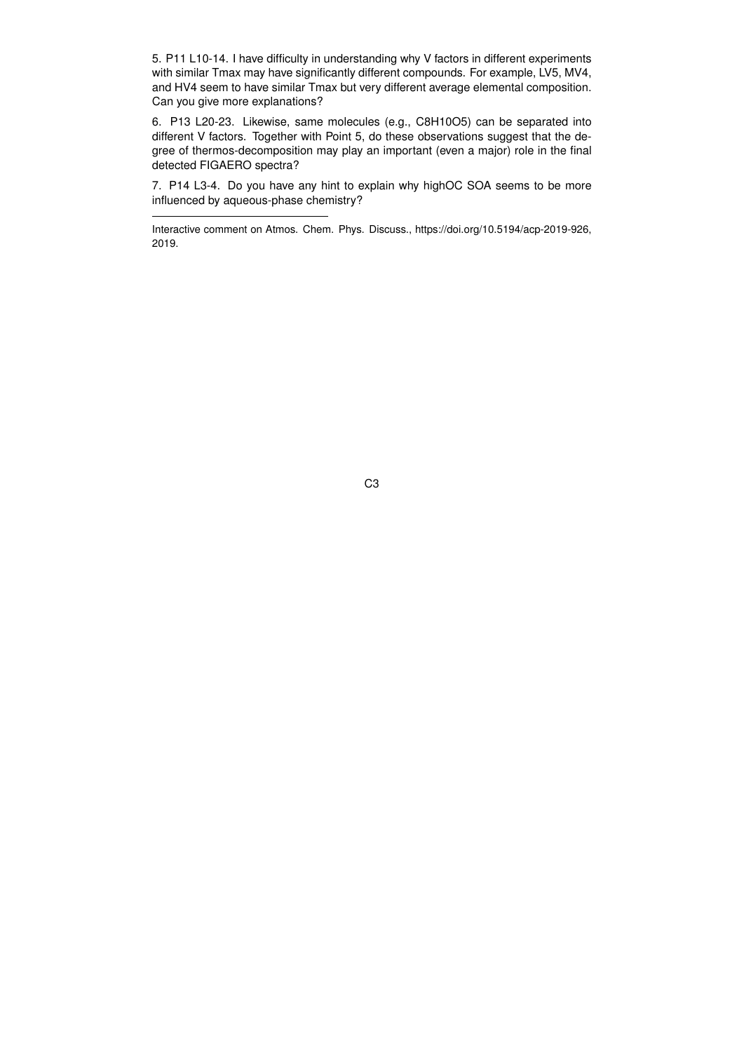5. P11 L10-14. I have difficulty in understanding why V factors in different experiments with similar Tmax may have significantly different compounds. For example, LV5, MV4, and HV4 seem to have similar Tmax but very different average elemental composition. Can you give more explanations?

6. P13 L20-23. Likewise, same molecules (e.g., $C_8H_{10}O_5$) can be separated into different V factors. Together with Point 5, do these observations suggest that the degree of thermos-decomposition may play an important (even a major) role in the final detected FIGAERO spectra?

7. P14 L3-4. Do you have any hint to explain why highOC SOA seems to be more influenced by aqueous-phase chemistry?

---

Interactive comment on Atmos. Chem. Phys. Discuss., https://doi.org/10.5194/acp-2019-926, 2019.